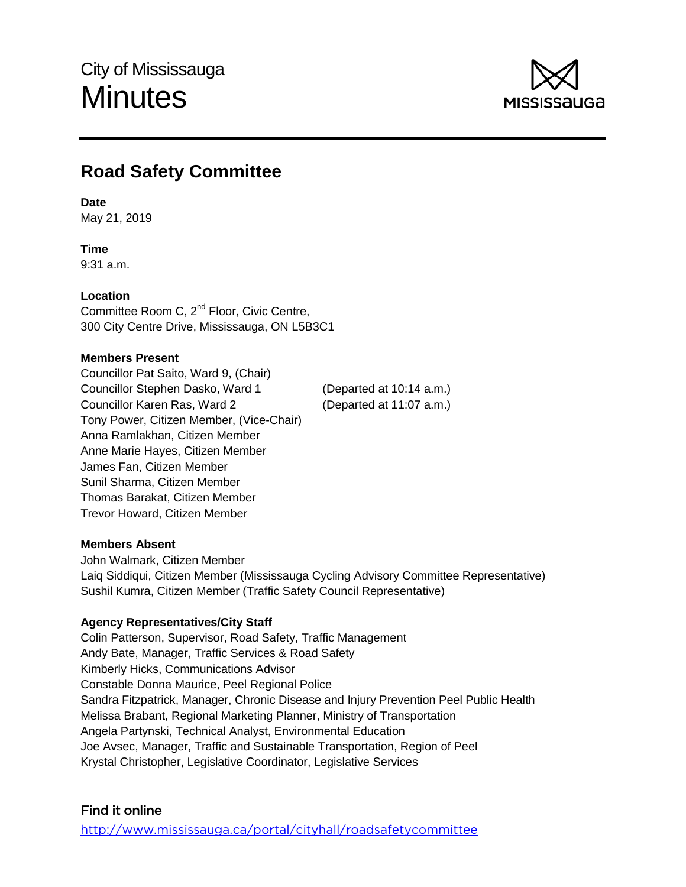City of Mississauga

# Minutes

## Road Safety Committee

**Date**
May 21, 2019

**Time**
9:31 a.m.

**Location**
Committee Room C, 2nd Floor, Civic Centre,
300 City Centre Drive, Mississauga, ON L5B3C1

**Members Present**
Councillor Pat Saito, Ward 9, (Chair)
Councillor Stephen Dasko, Ward 1 (Departed at 10:14 a.m.)
Councillor Karen Ras, Ward 2 (Departed at 11:07 a.m.)
Tony Power, Citizen Member, (Vice-Chair)
Anna Ramlakhan, Citizen Member
Anne Marie Hayes, Citizen Member
James Fan, Citizen Member
Sunil Sharma, Citizen Member
Thomas Barakat, Citizen Member
Trevor Howard, Citizen Member

**Members Absent**
John Walmark, Citizen Member
Laiq Siddiqui, Citizen Member (Mississauga Cycling Advisory Committee Representative)
Sushil Kumra, Citizen Member (Traffic Safety Council Representative)

**Agency Representatives/City Staff**
Colin Patterson, Supervisor, Road Safety, Traffic Management
Andy Bate, Manager, Traffic Services & Road Safety
Kimberly Hicks, Communications Advisor
Constable Donna Maurice, Peel Regional Police
Sandra Fitzpatrick, Manager, Chronic Disease and Injury Prevention Peel Public Health
Melissa Brabant, Regional Marketing Planner, Ministry of Transportation
Angela Partynski, Technical Analyst, Environmental Education
Joe Avsec, Manager, Traffic and Sustainable Transportation, Region of Peel
Krystal Christopher, Legislative Coordinator, Legislative Services

**Find it online**
http://www.mississauga.ca/portal/cityhall/roadsafetycommittee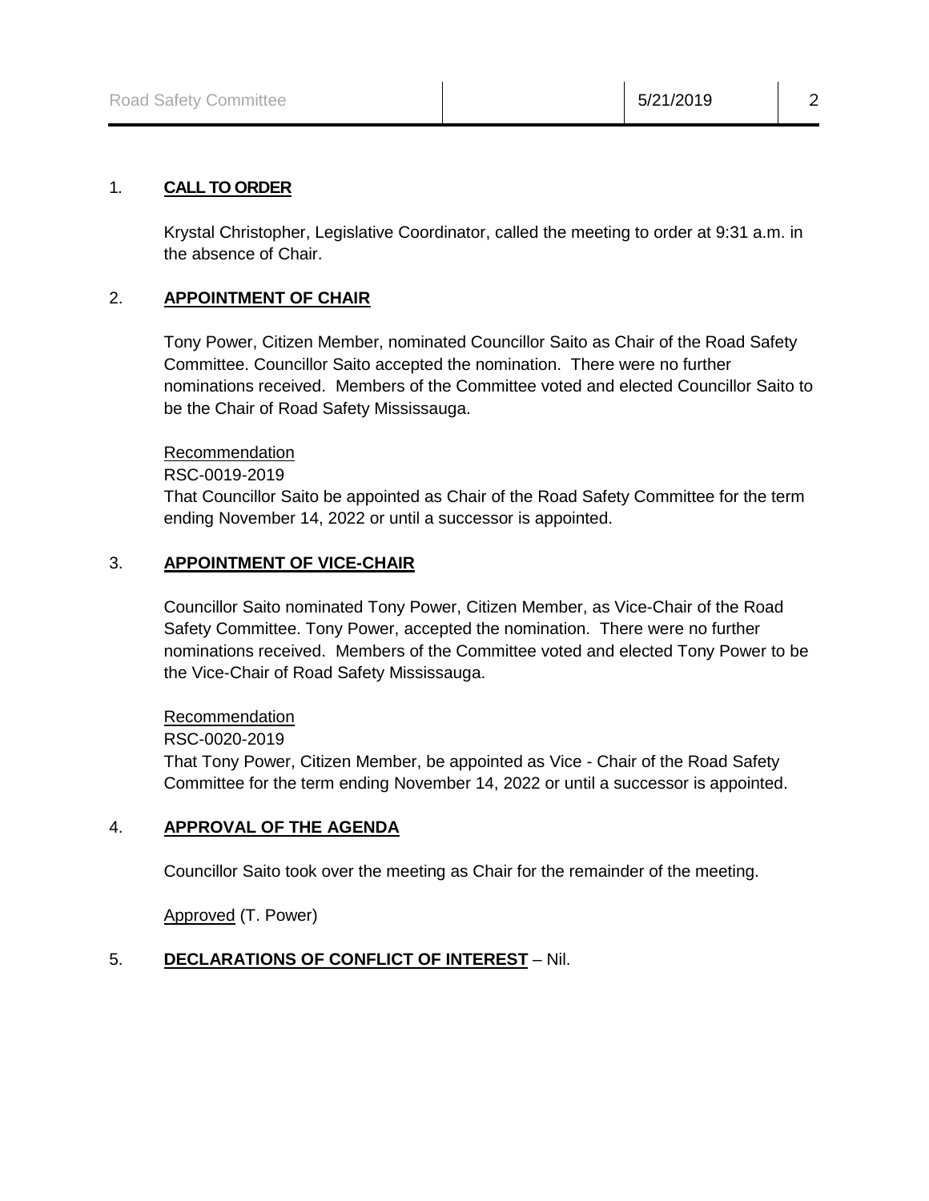1. **CALL TO ORDER**

Krystal Christopher, Legislative Coordinator, called the meeting to order at 9:31 a.m. in the absence of Chair.

2. **APPOINTMENT OF CHAIR**

Tony Power, Citizen Member, nominated Councillor Saito as Chair of the Road Safety Committee. Councillor Saito accepted the nomination. There were no further nominations received. Members of the Committee voted and elected Councillor Saito to be the Chair of Road Safety Mississauga.

Recommendation
RSC-0019-2019
That Councillor Saito be appointed as Chair of the Road Safety Committee for the term ending November 14, 2022 or until a successor is appointed.

3. **APPOINTMENT OF VICE-CHAIR**

Councillor Saito nominated Tony Power, Citizen Member, as Vice-Chair of the Road Safety Committee. Tony Power, accepted the nomination. There were no further nominations received. Members of the Committee voted and elected Tony Power to be the Vice-Chair of Road Safety Mississauga.

Recommendation
RSC-0020-2019
That Tony Power, Citizen Member, be appointed as Vice - Chair of the Road Safety Committee for the term ending November 14, 2022 or until a successor is appointed.

4. **APPROVAL OF THE AGENDA**

Councillor Saito took over the meeting as Chair for the remainder of the meeting.

Approved (T. Power)

5. **DECLARATIONS OF CONFLICT OF INTEREST** – Nil.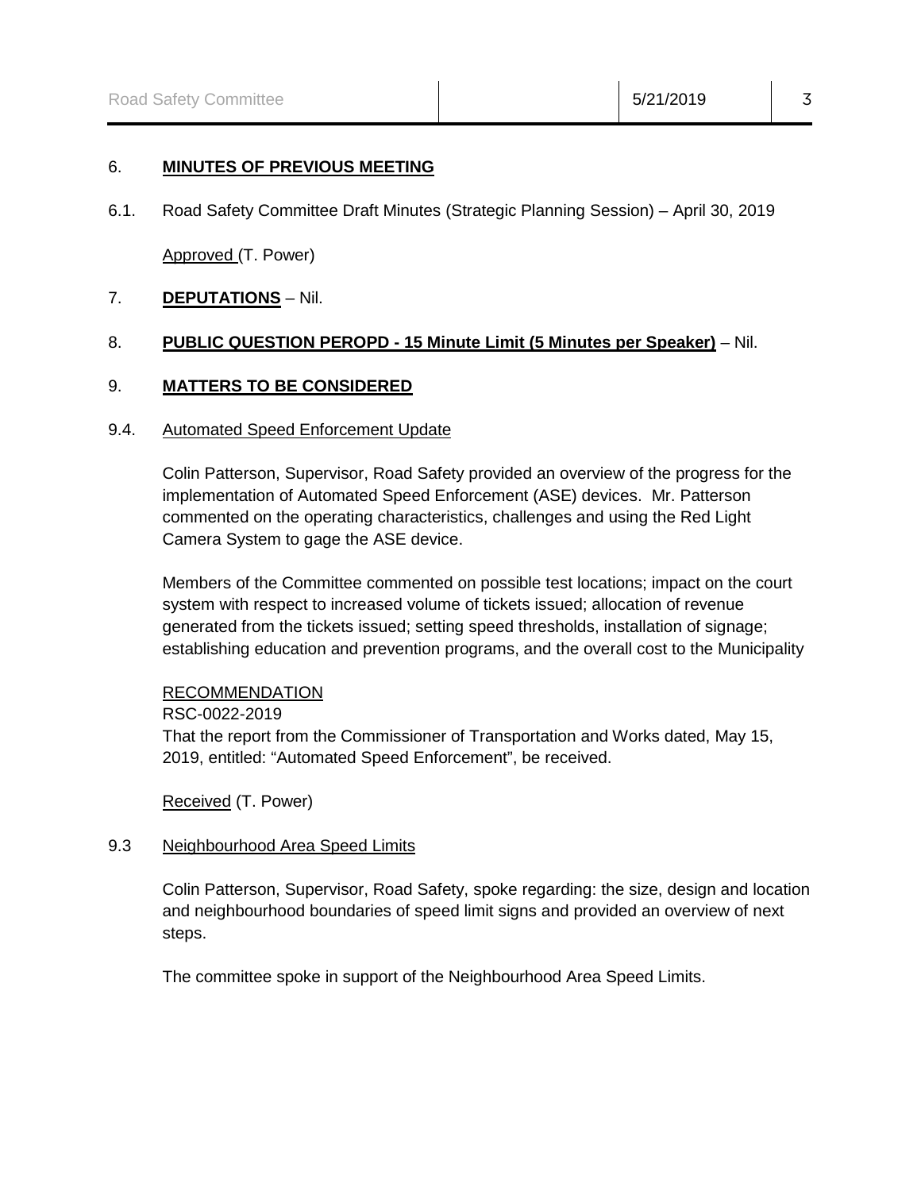6. **MINUTES OF PREVIOUS MEETING**

6.1. Road Safety Committee Draft Minutes (Strategic Planning Session) – April 30, 2019

Approved (T. Power)

7. **DEPUTATIONS** – Nil.

8. **PUBLIC QUESTION PEROPD - 15 Minute Limit (5 Minutes per Speaker)** – Nil.

9. **MATTERS TO BE CONSIDERED**

9.4. Automated Speed Enforcement Update

Colin Patterson, Supervisor, Road Safety provided an overview of the progress for the implementation of Automated Speed Enforcement (ASE) devices. Mr. Patterson commented on the operating characteristics, challenges and using the Red Light Camera System to gage the ASE device.

Members of the Committee commented on possible test locations; impact on the court system with respect to increased volume of tickets issued; allocation of revenue generated from the tickets issued; setting speed thresholds, installation of signage; establishing education and prevention programs, and the overall cost to the Municipality

RECOMMENDATION
RSC-0022-2019
That the report from the Commissioner of Transportation and Works dated, May 15, 2019, entitled: "Automated Speed Enforcement", be received.

Received (T. Power)

9.3 Neighbourhood Area Speed Limits

Colin Patterson, Supervisor, Road Safety, spoke regarding: the size, design and location and neighbourhood boundaries of speed limit signs and provided an overview of next steps.

The committee spoke in support of the Neighbourhood Area Speed Limits.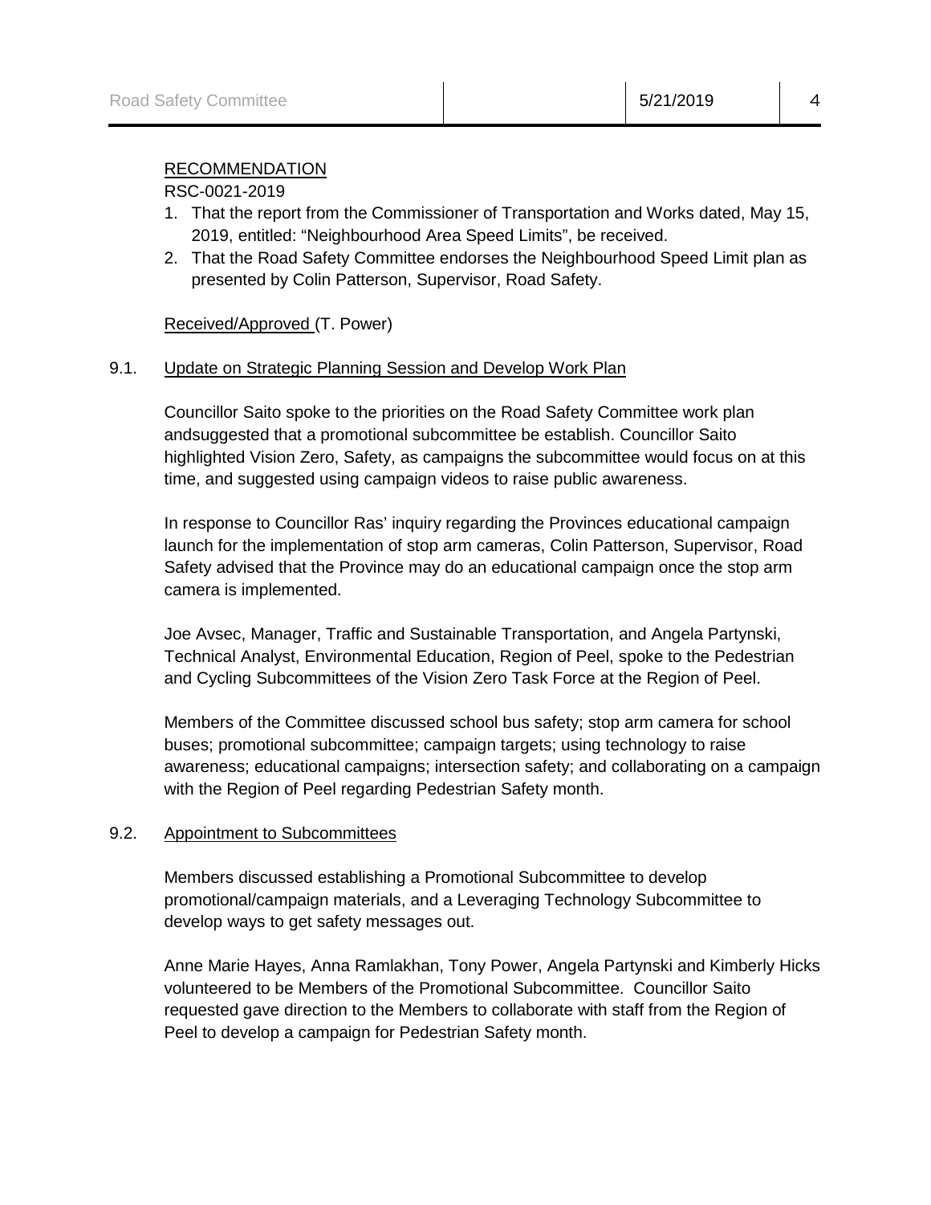RECOMMENDATION

RSC-0021-2019

1. That the report from the Commissioner of Transportation and Works dated, May 15, 2019, entitled: "Neighbourhood Area Speed Limits", be received.
2. That the Road Safety Committee endorses the Neighbourhood Speed Limit plan as presented by Colin Patterson, Supervisor, Road Safety.

Received/Approved (T. Power)

9.1. Update on Strategic Planning Session and Develop Work Plan

Councillor Saito spoke to the priorities on the Road Safety Committee work plan andsuggested that a promotional subcommittee be establish. Councillor Saito highlighted Vision Zero, Safety, as campaigns the subcommittee would focus on at this time, and suggested using campaign videos to raise public awareness.

In response to Councillor Ras' inquiry regarding the Provinces educational campaign launch for the implementation of stop arm cameras, Colin Patterson, Supervisor, Road Safety advised that the Province may do an educational campaign once the stop arm camera is implemented.

Joe Avsec, Manager, Traffic and Sustainable Transportation, and Angela Partynski, Technical Analyst, Environmental Education, Region of Peel, spoke to the Pedestrian and Cycling Subcommittees of the Vision Zero Task Force at the Region of Peel.

Members of the Committee discussed school bus safety; stop arm camera for school buses; promotional subcommittee; campaign targets; using technology to raise awareness; educational campaigns; intersection safety; and collaborating on a campaign with the Region of Peel regarding Pedestrian Safety month.

9.2. Appointment to Subcommittees

Members discussed establishing a Promotional Subcommittee to develop promotional/campaign materials, and a Leveraging Technology Subcommittee to develop ways to get safety messages out.

Anne Marie Hayes, Anna Ramlakhan, Tony Power, Angela Partynski and Kimberly Hicks volunteered to be Members of the Promotional Subcommittee. Councillor Saito requested gave direction to the Members to collaborate with staff from the Region of Peel to develop a campaign for Pedestrian Safety month.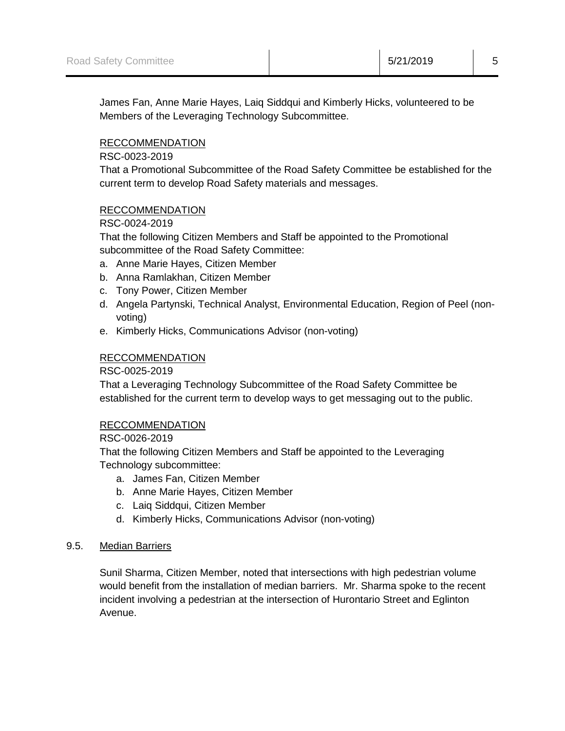James Fan, Anne Marie Hayes, Laiq Siddqui and Kimberly Hicks, volunteered to be Members of the Leveraging Technology Subcommittee.

<u>RECCOMMENDATION</u>
RSC-0023-2019
That a Promotional Subcommittee of the Road Safety Committee be established for the current term to develop Road Safety materials and messages.

<u>RECCOMMENDATION</u>
RSC-0024-2019
That the following Citizen Members and Staff be appointed to the Promotional subcommittee of the Road Safety Committee:

a. Anne Marie Hayes, Citizen Member
b. Anna Ramlakhan, Citizen Member
c. Tony Power, Citizen Member
d. Angela Partynski, Technical Analyst, Environmental Education, Region of Peel (non-voting)
e. Kimberly Hicks, Communications Advisor (non-voting)

<u>RECCOMMENDATION</u>
RSC-0025-2019
That a Leveraging Technology Subcommittee of the Road Safety Committee be established for the current term to develop ways to get messaging out to the public.

<u>RECCOMMENDATION</u>
RSC-0026-2019
That the following Citizen Members and Staff be appointed to the Leveraging Technology subcommittee:

a. James Fan, Citizen Member
b. Anne Marie Hayes, Citizen Member
c. Laiq Siddqui, Citizen Member
d. Kimberly Hicks, Communications Advisor (non-voting)

9.5. <u>Median Barriers</u>

Sunil Sharma, Citizen Member, noted that intersections with high pedestrian volume would benefit from the installation of median barriers. Mr. Sharma spoke to the recent incident involving a pedestrian at the intersection of Hurontario Street and Eglinton Avenue.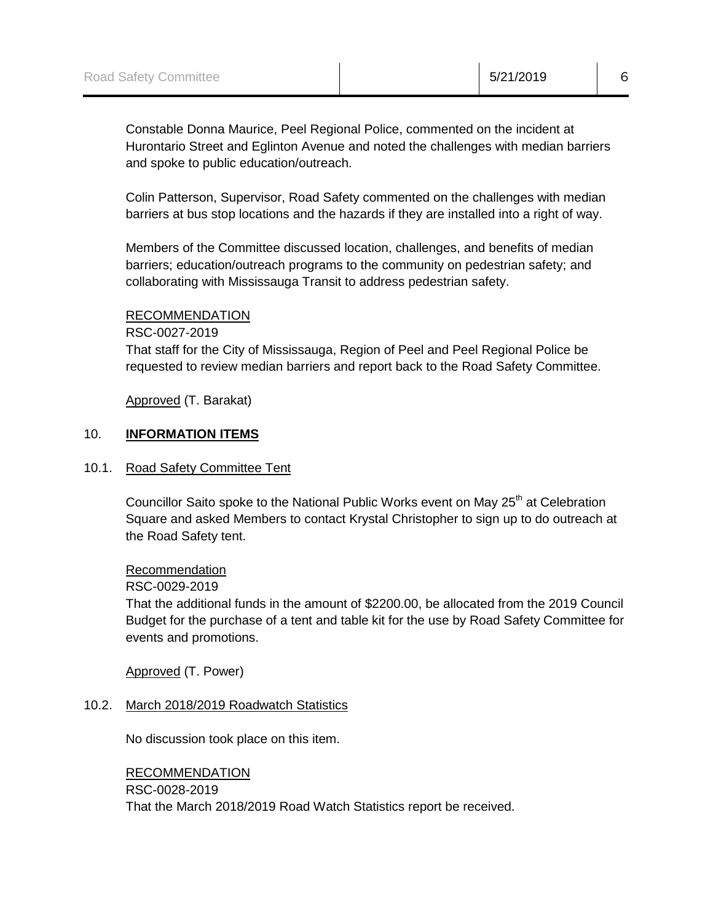Constable Donna Maurice, Peel Regional Police, commented on the incident at Hurontario Street and Eglinton Avenue and noted the challenges with median barriers and spoke to public education/outreach.

Colin Patterson, Supervisor, Road Safety commented on the challenges with median barriers at bus stop locations and the hazards if they are installed into a right of way.

Members of the Committee discussed location, challenges, and benefits of median barriers; education/outreach programs to the community on pedestrian safety; and collaborating with Mississauga Transit to address pedestrian safety.

RECOMMENDATION
RSC-0027-2019
That staff for the City of Mississauga, Region of Peel and Peel Regional Police be requested to review median barriers and report back to the Road Safety Committee.

Approved (T. Barakat)

## 10. **INFORMATION ITEMS**

### 10.1. Road Safety Committee Tent

Councillor Saito spoke to the National Public Works event on May 25th at Celebration Square and asked Members to contact Krystal Christopher to sign up to do outreach at the Road Safety tent.

Recommendation
RSC-0029-2019
That the additional funds in the amount of $2200.00, be allocated from the 2019 Council Budget for the purchase of a tent and table kit for the use by Road Safety Committee for events and promotions.

Approved (T. Power)

### 10.2. March 2018/2019 Roadwatch Statistics

No discussion took place on this item.

RECOMMENDATION
RSC-0028-2019
That the March 2018/2019 Road Watch Statistics report be received.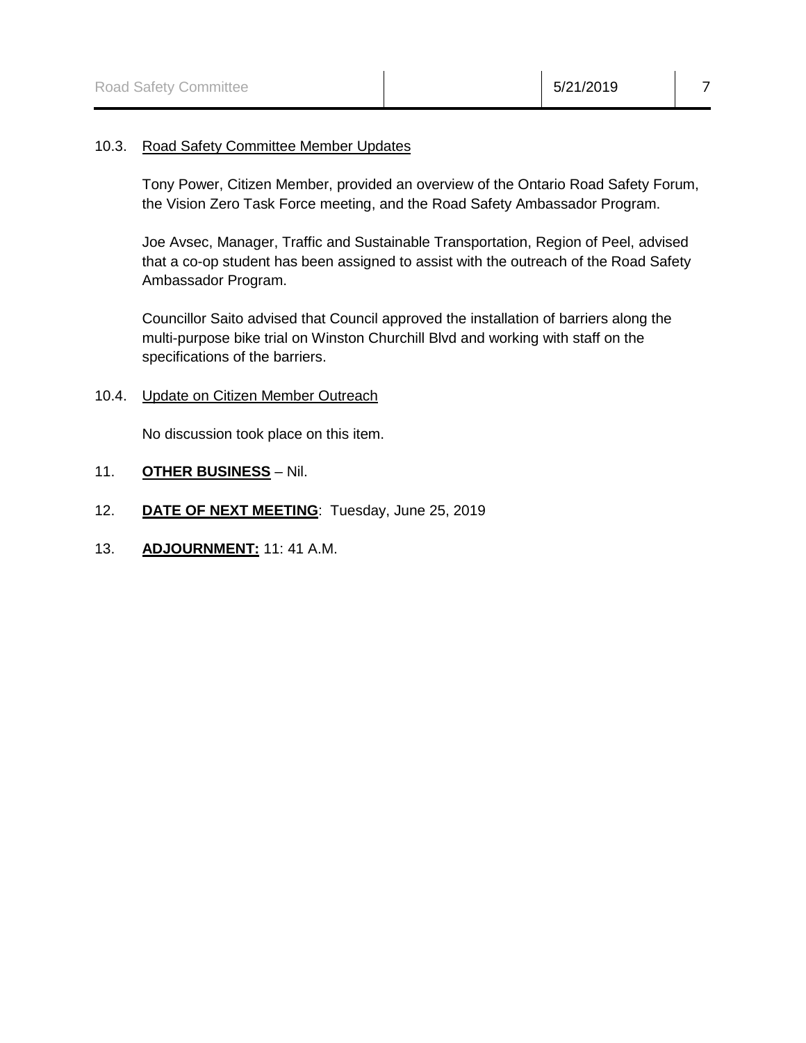10.3. Road Safety Committee Member Updates

Tony Power, Citizen Member, provided an overview of the Ontario Road Safety Forum, the Vision Zero Task Force meeting, and the Road Safety Ambassador Program.

Joe Avsec, Manager, Traffic and Sustainable Transportation, Region of Peel, advised that a co-op student has been assigned to assist with the outreach of the Road Safety Ambassador Program.

Councillor Saito advised that Council approved the installation of barriers along the multi-purpose bike trial on Winston Churchill Blvd and working with staff on the specifications of the barriers.

10.4. Update on Citizen Member Outreach

No discussion took place on this item.

11. **OTHER BUSINESS** – Nil.

12. **DATE OF NEXT MEETING**: Tuesday, June 25, 2019

13. **ADJOURNMENT:** 11: 41 A.M.